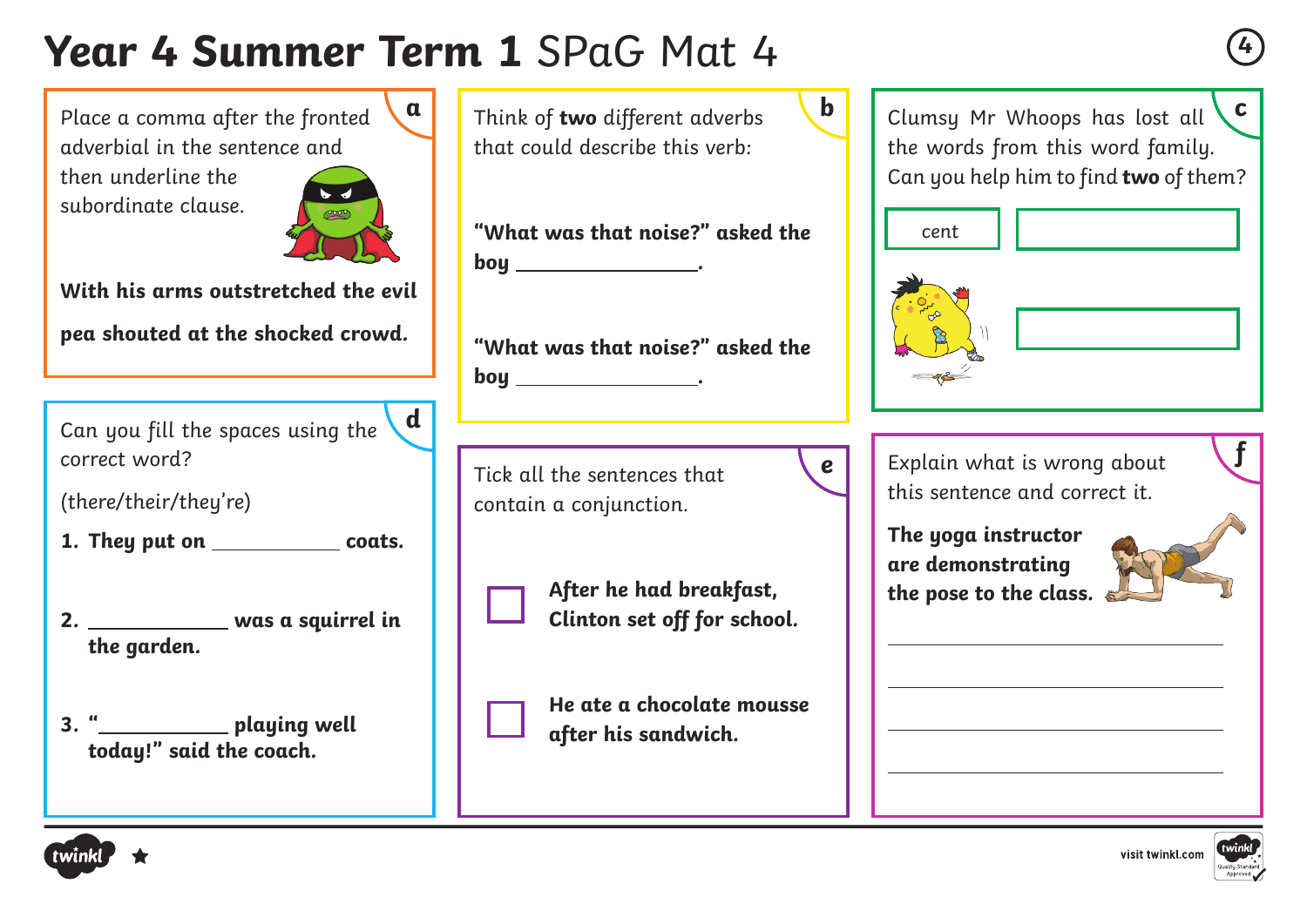# Year 4 Summer Term 1 SPaG Mat 4

## a

Place a comma after the fronted adverbial in the sentence and then underline the subordinate clause.

**With his arms outstretched the evil pea shouted at the shocked crowd.**

## b

Think of **two** different adverbs that could describe this verb:

**"What was that noise?" asked the boy ________________.**

**"What was that noise?" asked the boy ________________.**

## c

Clumsy Mr Whoops has lost all the words from this word family. Can you help him to find **two** of them?

| cent | |
|---|---|
| | |

## d

Can you fill the spaces using the correct word?

(there/their/they're)

1. **They put on ____________ coats.**
2. **____________ was a squirrel in the garden.**
3. **"____________ playing well today!" said the coach.**

## e

Tick all the sentences that contain a conjunction.

- [ ] **After he had breakfast, Clinton set off for school.**
- [ ] **He ate a chocolate mousse after his sandwich.**

## f

Explain what is wrong about this sentence and correct it.

**The yoga instructor are demonstrating the pose to the class.**

________________________________________

________________________________________

________________________________________

________________________________________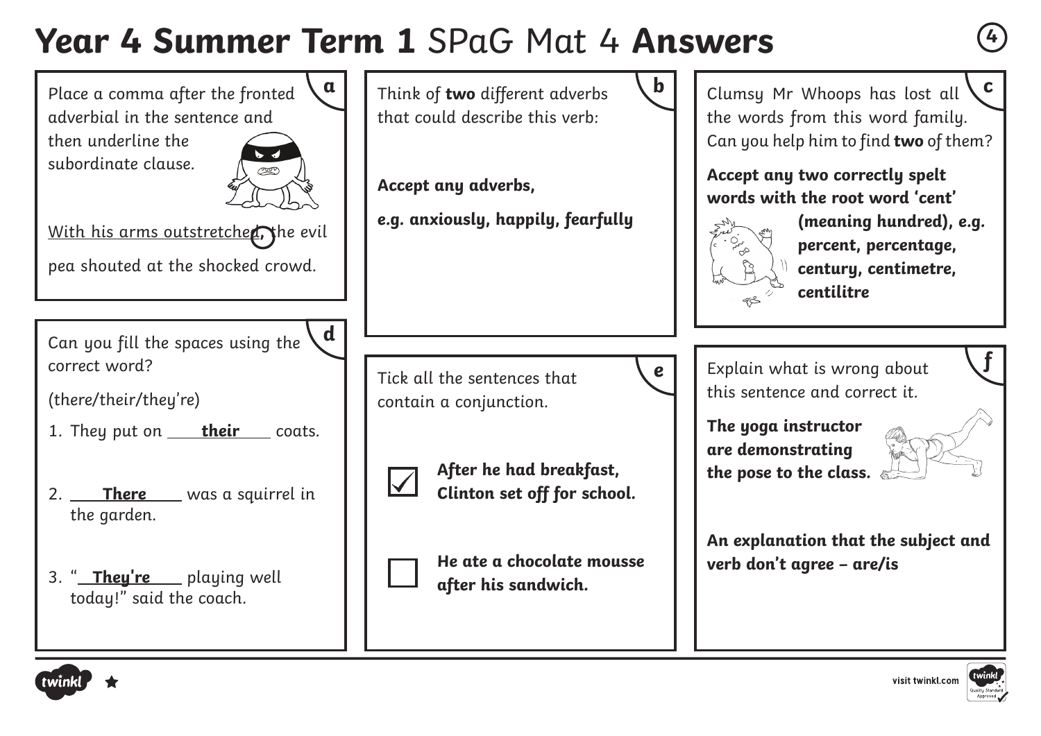# Year 4 Summer Term 1 SPaG Mat 4 Answers

4

## a

Place a comma after the fronted adverbial in the sentence and then underline the subordinate clause.

With his arms outstretched, the evil pea shouted at the shocked crowd.

## b

Think of **two** different adverbs that could describe this verb:

**Accept any adverbs,**

***e.g. anxiously, happily, fearfully***

## c

Clumsy Mr Whoops has lost all the words from this word family. Can you help him to find **two** of them?

**Accept any two correctly spelt words with the root word 'cent' (meaning hundred), e.g. percent, percentage, century, centimetre, centilitre**

## d

Can you fill the spaces using the correct word?

(there/their/they're)

1. They put on **their** coats.
2. **There** was a squirrel in the garden.
3. "**They're** playing well today!" said the coach.

## e

Tick all the sentences that contain a conjunction.

- [x] **After he had breakfast, Clinton set off for school.**
- [ ] **He ate a chocolate mousse after his sandwich.**

## f

Explain what is wrong about this sentence and correct it.

**The yoga instructor are demonstrating the pose to the class.**

**An explanation that the subject and verb don't agree – are/is**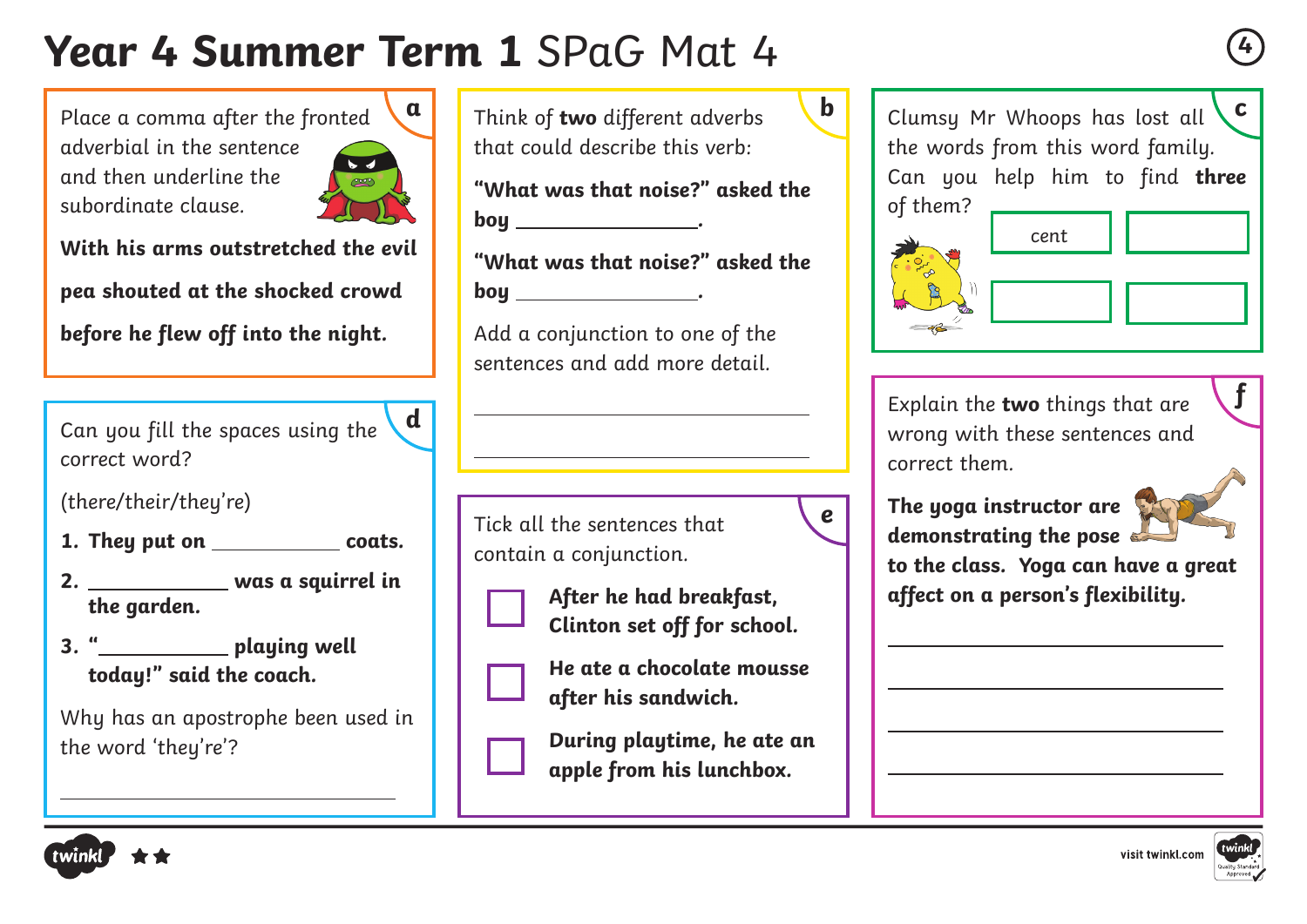# Year 4 Summer Term 1 SPaG Mat 4

## a

Place a comma after the fronted adverbial in the sentence and then underline the subordinate clause.

**With his arms outstretched the evil pea shouted at the shocked crowd before he flew off into the night.**

## b

Think of **two** different adverbs that could describe this verb:

**"What was that noise?" asked the boy ______________.**

**"What was that noise?" asked the boy ______________.**

Add a conjunction to one of the sentences and add more detail.

______________________________

______________________________

## c

Clumsy Mr Whoops has lost all the words from this word family. Can you help him to find **three** of them?

| cent | |
|---|---|
| | |

## d

Can you fill the spaces using the correct word?

(there/their/they're)

1. **They put on __________ coats.**
2. **__________ was a squirrel in the garden.**
3. **"__________ playing well today!" said the coach.**

Why has an apostrophe been used in the word 'they're'?

______________________________

## e

Tick all the sentences that contain a conjunction.

- ☐ **After he had breakfast, Clinton set off for school.**
- ☐ **He ate a chocolate mousse after his sandwich.**
- ☐ **During playtime, he ate an apple from his lunchbox.**

## f

Explain the **two** things that are wrong with these sentences and correct them.

**The yoga instructor are demonstrating the pose to the class. Yoga can have a great affect on a person's flexibility.**

______________________________

______________________________

______________________________

______________________________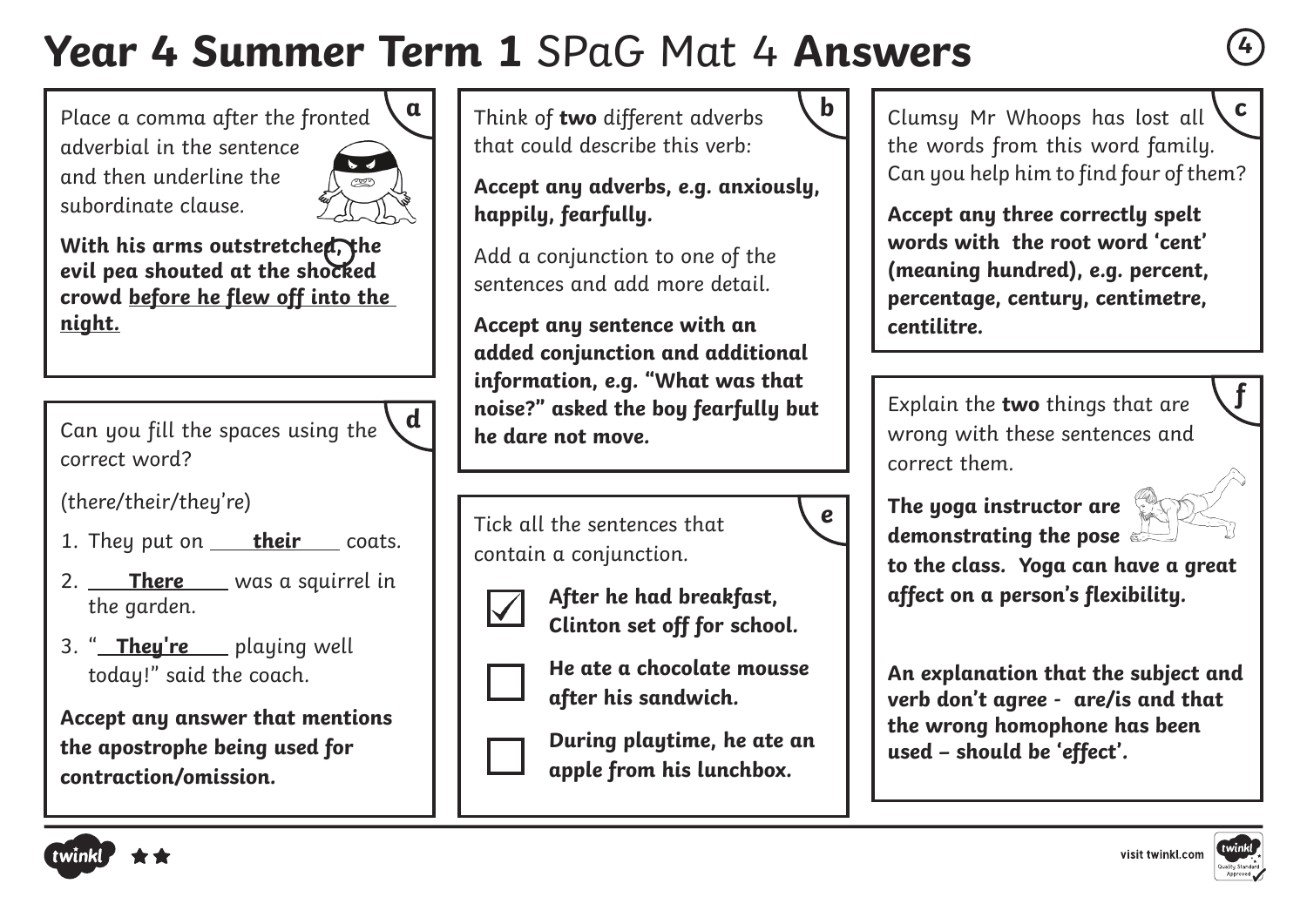# Year 4 Summer Term 1 SPaG Mat 4 Answers

## a

Place a comma after the fronted adverbial in the sentence and then underline the subordinate clause.

**With his arms outstretched, the evil pea shouted at the shocked crowd <u>before he flew off into the night.</u>**

## b

Think of **two** different adverbs that could describe this verb:

**Accept any adverbs, e.g. anxiously, happily, fearfully.**

Add a conjunction to one of the sentences and add more detail.

**Accept any sentence with an added conjunction and additional information, e.g. "What was that noise?" asked the boy fearfully but he dare not move.**

## c

Clumsy Mr Whoops has lost all the words from this word family. Can you help him to find four of them?

**Accept any three correctly spelt words with the root word 'cent' (meaning hundred), e.g. percent, percentage, century, centimetre, centilitre.**

## d

Can you fill the spaces using the correct word?

(there/their/they're)

1. They put on **their** coats.
2. **There** was a squirrel in the garden.
3. "**They're** playing well today!" said the coach.

**Accept any answer that mentions the apostrophe being used for contraction/omission.**

## e

Tick all the sentences that contain a conjunction.

- [x] **After he had breakfast, Clinton set off for school.**
- [ ] **He ate a chocolate mousse after his sandwich.**
- [ ] **During playtime, he ate an apple from his lunchbox.**

## f

Explain the **two** things that are wrong with these sentences and correct them.

**The yoga instructor are demonstrating the pose to the class. Yoga can have a great affect on a person's flexibility.**

**An explanation that the subject and verb don't agree - are/is and that the wrong homophone has been used – should be 'effect'.**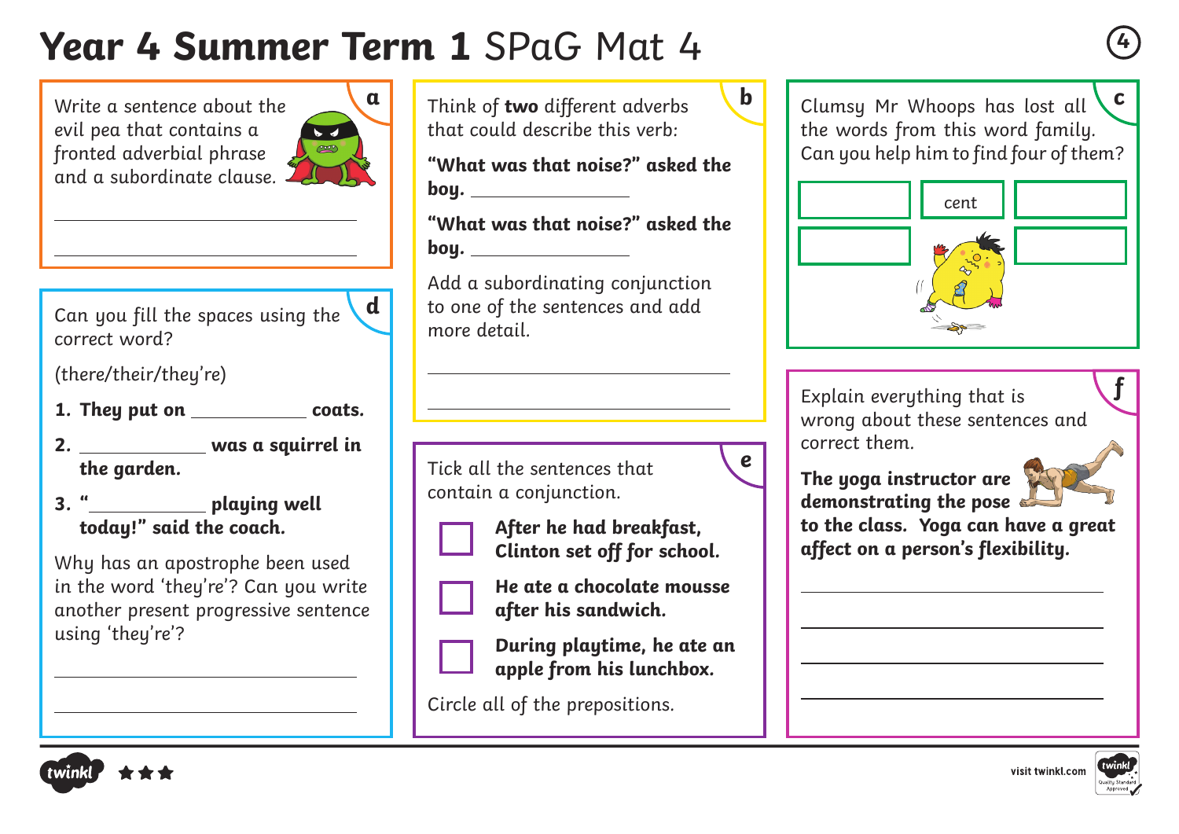# Year 4 Summer Term 1 SPaG Mat 4

## a

Write a sentence about the evil pea that contains a fronted adverbial phrase and a subordinate clause.

\_\_\_\_\_\_\_\_\_\_\_\_\_\_\_\_\_\_\_\_\_\_\_\_\_\_\_\_\_\_

\_\_\_\_\_\_\_\_\_\_\_\_\_\_\_\_\_\_\_\_\_\_\_\_\_\_\_\_\_\_

## b

Think of **two** different adverbs that could describe this verb:

**"What was that noise?" asked the boy.** \_\_\_\_\_\_\_\_\_\_\_\_\_\_

**"What was that noise?" asked the boy.** \_\_\_\_\_\_\_\_\_\_\_\_\_\_

Add a subordinating conjunction to one of the sentences and add more detail.

\_\_\_\_\_\_\_\_\_\_\_\_\_\_\_\_\_\_\_\_\_\_\_\_\_\_\_\_\_\_

\_\_\_\_\_\_\_\_\_\_\_\_\_\_\_\_\_\_\_\_\_\_\_\_\_\_\_\_\_\_

## c

Clumsy Mr Whoops has lost all the words from this word family. Can you help him to find four of them?

| | cent | |
|---|---|---|
| | | |

## d

Can you fill the spaces using the correct word?

(there/their/they're)

1. **They put on \_\_\_\_\_\_\_\_\_\_ coats.**
2. **\_\_\_\_\_\_\_\_\_\_ was a squirrel in the garden.**
3. **"\_\_\_\_\_\_\_\_\_\_ playing well today!" said the coach.**

Why has an apostrophe been used in the word 'they're'? Can you write another present progressive sentence using 'they're'?

\_\_\_\_\_\_\_\_\_\_\_\_\_\_\_\_\_\_\_\_\_\_\_\_\_\_\_\_\_\_

\_\_\_\_\_\_\_\_\_\_\_\_\_\_\_\_\_\_\_\_\_\_\_\_\_\_\_\_\_\_

## e

Tick all the sentences that contain a conjunction.

- [ ] **After he had breakfast, Clinton set off for school.**
- [ ] **He ate a chocolate mousse after his sandwich.**
- [ ] **During playtime, he ate an apple from his lunchbox.**

Circle all of the prepositions.

## f

Explain everything that is wrong about these sentences and correct them.

**The yoga instructor are demonstrating the pose to the class. Yoga can have a great affect on a person's flexibility.**

\_\_\_\_\_\_\_\_\_\_\_\_\_\_\_\_\_\_\_\_\_\_\_\_\_\_\_\_\_\_

\_\_\_\_\_\_\_\_\_\_\_\_\_\_\_\_\_\_\_\_\_\_\_\_\_\_\_\_\_\_

\_\_\_\_\_\_\_\_\_\_\_\_\_\_\_\_\_\_\_\_\_\_\_\_\_\_\_\_\_\_

\_\_\_\_\_\_\_\_\_\_\_\_\_\_\_\_\_\_\_\_\_\_\_\_\_\_\_\_\_\_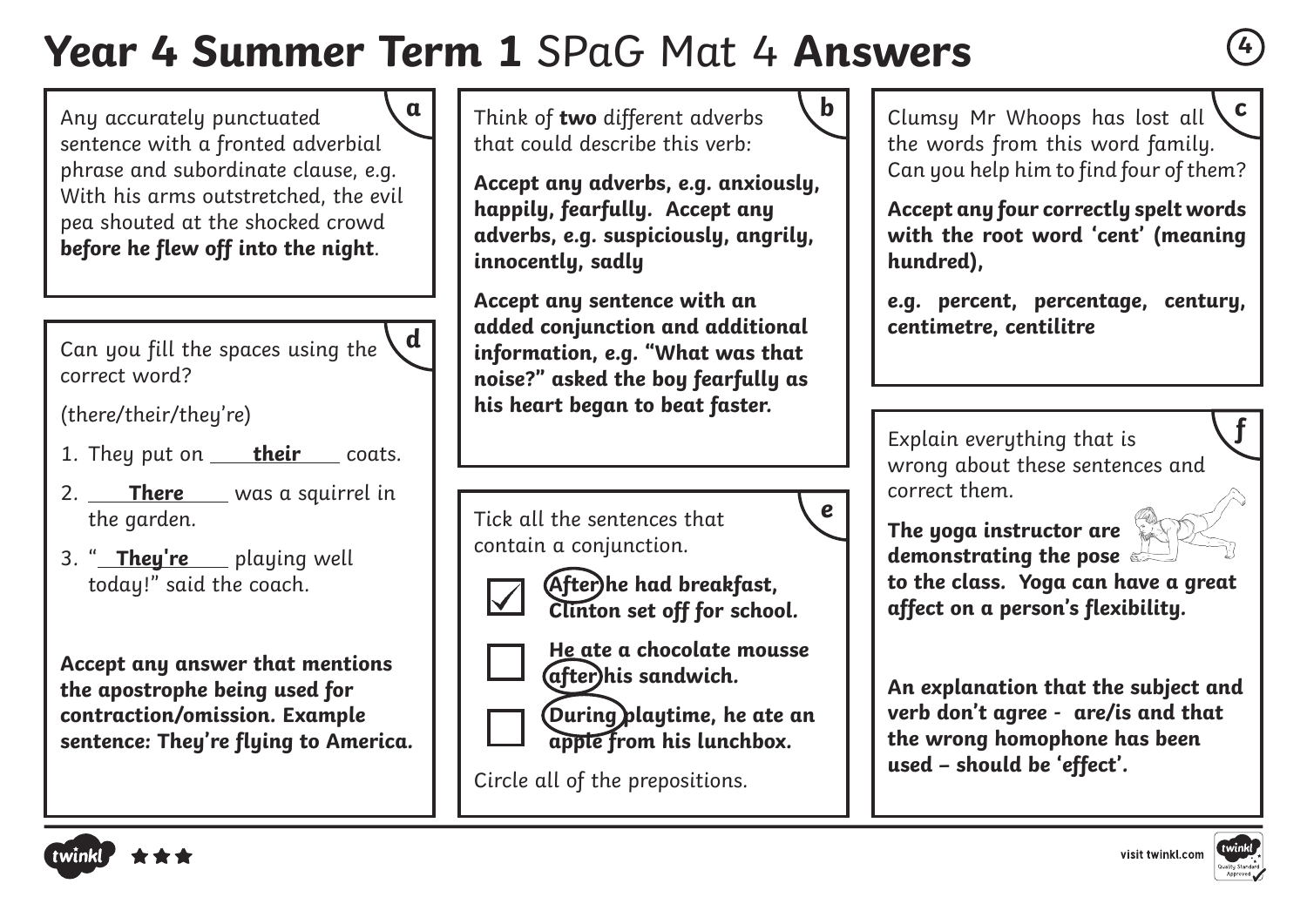# Year 4 Summer Term 1 SPaG Mat 4 Answers

**a**

Any accurately punctuated sentence with a fronted adverbial phrase and subordinate clause, e.g. With his arms outstretched, the evil pea shouted at the shocked crowd **before he flew off into the night**.

**b**

Think of **two** different adverbs that could describe this verb:

**Accept any adverbs, e.g. anxiously, happily, fearfully. Accept any adverbs, e.g. suspiciously, angrily, innocently, sadly**

**Accept any sentence with an added conjunction and additional information, e.g. "What was that noise?" asked the boy fearfully as his heart began to beat faster.**

**c**

Clumsy Mr Whoops has lost all the words from this word family. Can you help him to find four of them?

**Accept any four correctly spelt words with the root word 'cent' (meaning hundred),**

**e.g. percent, percentage, century, centimetre, centilitre**

**d**

Can you fill the spaces using the correct word?

(there/their/they're)

1. They put on **their** coats.
2. **There** was a squirrel in the garden.
3. "**They're** playing well today!" said the coach.

**Accept any answer that mentions the apostrophe being used for contraction/omission. Example sentence: They're flying to America.**

**e**

Tick all the sentences that contain a conjunction.

- ☑ **After he had breakfast, Clinton set off for school.**
- ☐ **He ate a chocolate mousse after his sandwich.**
- ☐ **During playtime, he ate an apple from his lunchbox.**

Circle all of the prepositions.

**f**

Explain everything that is wrong about these sentences and correct them.

**The yoga instructor are demonstrating the pose to the class. Yoga can have a great affect on a person's flexibility.**

**An explanation that the subject and verb don't agree - are/is and that the wrong homophone has been used – should be 'effect'.**